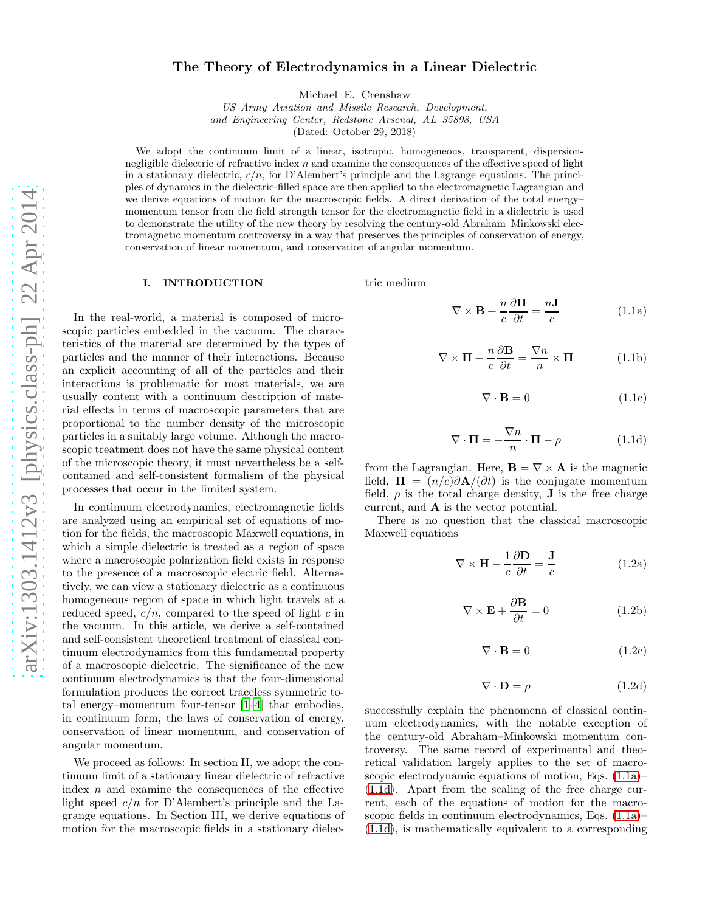# The Theory of Electrodynamics in a Linear Dielectric

Michael E. Crenshaw

*US Army Aviation and Missile Research, Development, and Engineering Center, Redstone Arsenal, AL 35898, USA*

(Dated: October 29, 2018)

We adopt the continuum limit of a linear, isotropic, homogeneous, transparent, dispersion-negligible dielectric of refractive index $n$ and examine the consequences of the effective speed of light in a stationary dielectric, $c/n$, for D'Alembert's principle and the Lagrange equations. The principles of dynamics in the dielectric-filled space are then applied to the electromagnetic Lagrangian and we derive equations of motion for the macroscopic fields. A direct derivation of the total energy–momentum tensor from the field strength tensor for the electromagnetic field in a dielectric is used to demonstrate the utility of the new theory by resolving the century-old Abraham–Minkowski electromagnetic momentum controversy in a way that preserves the principles of conservation of energy, conservation of linear momentum, and conservation of angular momentum.

## I. INTRODUCTION

In the real-world, a material is composed of microscopic particles embedded in the vacuum. The characteristics of the material are determined by the types of particles and the manner of their interactions. Because an explicit accounting of all of the particles and their interactions is problematic for most materials, we are usually content with a continuum description of material effects in terms of macroscopic parameters that are proportional to the number density of the microscopic particles in a suitably large volume. Although the macroscopic treatment does not have the same physical content of the microscopic theory, it must nevertheless be a self-contained and self-consistent formalism of the physical processes that occur in the limited system.

In continuum electrodynamics, electromagnetic fields are analyzed using an empirical set of equations of motion for the fields, the macroscopic Maxwell equations, in which a simple dielectric is treated as a region of space where a macroscopic polarization field exists in response to the presence of a macroscopic electric field. Alternatively, we can view a stationary dielectric as a continuous homogeneous region of space in which light travels at a reduced speed, $c/n$, compared to the speed of light $c$ in the vacuum. In this article, we derive a self-contained and self-consistent theoretical treatment of classical continuum electrodynamics from this fundamental property of a macroscopic dielectric. The significance of the new continuum electrodynamics is that the four-dimensional formulation produces the correct traceless symmetric total energy–momentum four-tensor [1–4] that embodies, in continuum form, the laws of conservation of energy, conservation of linear momentum, and conservation of angular momentum.

We proceed as follows: In section II, we adopt the continuum limit of a stationary linear dielectric of refractive index $n$ and examine the consequences of the effective light speed $c/n$ for D'Alembert's principle and the Lagrange equations. In Section III, we derive equations of motion for the macroscopic fields in a stationary dielectric medium

$$\nabla \times \mathbf{B} + \frac{n}{c}\frac{\partial \mathbf{\Pi}}{\partial t} = \frac{n\mathbf{J}}{c} \tag{1.1a}$$

$$\nabla \times \mathbf{\Pi} - \frac{n}{c}\frac{\partial \mathbf{B}}{\partial t} = \frac{\nabla n}{n} \times \mathbf{\Pi} \tag{1.1b}$$

$$\nabla \cdot \mathbf{B} = 0 \tag{1.1c}$$

$$\nabla \cdot \mathbf{\Pi} = -\frac{\nabla n}{n} \cdot \mathbf{\Pi} - \rho \tag{1.1d}$$

from the Lagrangian. Here, $\mathbf{B} = \nabla \times \mathbf{A}$ is the magnetic field, $\mathbf{\Pi} = (n/c)\partial \mathbf{A}/(\partial t)$ is the conjugate momentum field, $\rho$ is the total charge density, $\mathbf{J}$ is the free charge current, and $\mathbf{A}$ is the vector potential.

There is no question that the classical macroscopic Maxwell equations

$$\nabla \times \mathbf{H} - \frac{1}{c}\frac{\partial \mathbf{D}}{\partial t} = \frac{\mathbf{J}}{c} \tag{1.2a}$$

$$\nabla \times \mathbf{E} + \frac{\partial \mathbf{B}}{\partial t} = 0 \tag{1.2b}$$

$$\nabla \cdot \mathbf{B} = 0 \tag{1.2c}$$

$$\nabla \cdot \mathbf{D} = \rho \tag{1.2d}$$

successfully explain the phenomena of classical continuum electrodynamics, with the notable exception of the century-old Abraham–Minkowski momentum controversy. The same record of experimental and theoretical validation largely applies to the set of macroscopic electrodynamic equations of motion, Eqs. (1.1a)–(1.1d). Apart from the scaling of the free charge current, each of the equations of motion for the macroscopic fields in continuum electrodynamics, Eqs. (1.1a)–(1.1d), is mathematically equivalent to a corresponding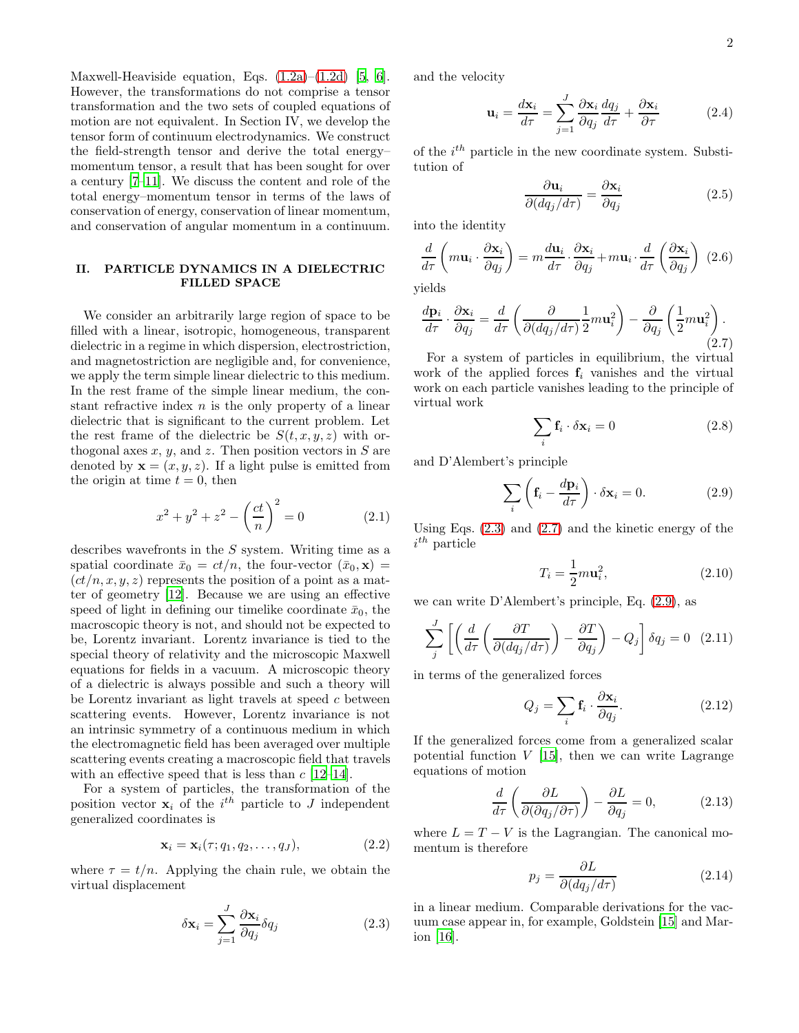Maxwell-Heaviside equation, Eqs. (1.2a)–(1.2d) [5, 6]. However, the transformations do not comprise a tensor transformation and the two sets of coupled equations of motion are not equivalent. In Section IV, we develop the tensor form of continuum electrodynamics. We construct the field-strength tensor and derive the total energy–momentum tensor, a result that has been sought for over a century [7–11]. We discuss the content and role of the total energy–momentum tensor in terms of the laws of conservation of energy, conservation of linear momentum, and conservation of angular momentum in a continuum.

## II. PARTICLE DYNAMICS IN A DIELECTRIC FILLED SPACE

We consider an arbitrarily large region of space to be filled with a linear, isotropic, homogeneous, transparent dielectric in a regime in which dispersion, electrostriction, and magnetostriction are negligible and, for convenience, we apply the term simple linear dielectric to this medium. In the rest frame of the simple linear medium, the constant refractive index $n$ is the only property of a linear dielectric that is significant to the current problem. Let the rest frame of the dielectric be $S(t,x,y,z)$ with orthogonal axes $x$, $y$, and $z$. Then position vectors in $S$ are denoted by $\mathbf{x}=(x,y,z)$. If a light pulse is emitted from the origin at time $t=0$, then

$$x^2+y^2+z^2-\left(\frac{ct}{n}\right)^2=0 \tag{2.1}$$

describes wavefronts in the $S$ system. Writing time as a spatial coordinate $\bar{x}_0=ct/n$, the four-vector $(\bar{x}_0,\mathbf{x})=(ct/n,x,y,z)$ represents the position of a point as a matter of geometry [12]. Because we are using an effective speed of light in defining our timelike coordinate $\bar{x}_0$, the macroscopic theory is not, and should not be expected to be, Lorentz invariant. Lorentz invariance is tied to the special theory of relativity and the microscopic Maxwell equations for fields in a vacuum. A microscopic theory of a dielectric is always possible and such a theory will be Lorentz invariant as light travels at speed $c$ between scattering events. However, Lorentz invariance is not an intrinsic symmetry of a continuous medium in which the electromagnetic field has been averaged over multiple scattering events creating a macroscopic field that travels with an effective speed that is less than $c$ [12–14].

For a system of particles, the transformation of the position vector $\mathbf{x}_i$ of the $i^{th}$ particle to $J$ independent generalized coordinates is

$$\mathbf{x}_i=\mathbf{x}_i(\tau;q_1,q_2,\ldots,q_J), \tag{2.2}$$

where $\tau=t/n$. Applying the chain rule, we obtain the virtual displacement

$$\delta\mathbf{x}_i=\sum_{j=1}^{J}\frac{\partial\mathbf{x}_i}{\partial q_j}\delta q_j \tag{2.3}$$

and the velocity

$$\mathbf{u}_i=\frac{d\mathbf{x}_i}{d\tau}=\sum_{j=1}^{J}\frac{\partial\mathbf{x}_i}{\partial q_j}\frac{dq_j}{d\tau}+\frac{\partial\mathbf{x}_i}{\partial\tau} \tag{2.4}$$

of the $i^{th}$ particle in the new coordinate system. Substitution of

$$\frac{\partial\mathbf{u}_i}{\partial(dq_j/d\tau)}=\frac{\partial\mathbf{x}_i}{\partial q_j} \tag{2.5}$$

into the identity

$$\frac{d}{d\tau}\left(m\mathbf{u}_i\cdot\frac{\partial\mathbf{x}_i}{\partial q_j}\right)=m\frac{d\mathbf{u}_i}{d\tau}\cdot\frac{\partial\mathbf{x}_i}{\partial q_j}+m\mathbf{u}_i\cdot\frac{d}{d\tau}\left(\frac{\partial\mathbf{x}_i}{\partial q_j}\right) \tag{2.6}$$

yields

$$\frac{d\mathbf{p}_i}{d\tau}\cdot\frac{\partial\mathbf{x}_i}{\partial q_j}=\frac{d}{d\tau}\left(\frac{\partial}{\partial(dq_j/d\tau)}\frac{1}{2}m\mathbf{u}_i^2\right)-\frac{\partial}{\partial q_j}\left(\frac{1}{2}m\mathbf{u}_i^2\right). \tag{2.7}$$

For a system of particles in equilibrium, the virtual work of the applied forces $\mathbf{f}_i$ vanishes and the virtual work on each particle vanishes leading to the principle of virtual work

$$\sum_i\mathbf{f}_i\cdot\delta\mathbf{x}_i=0 \tag{2.8}$$

and D'Alembert's principle

$$\sum_i\left(\mathbf{f}_i-\frac{d\mathbf{p}_i}{d\tau}\right)\cdot\delta\mathbf{x}_i=0. \tag{2.9}$$

Using Eqs. (2.3) and (2.7) and the kinetic energy of the $i^{th}$ particle

$$T_i=\frac{1}{2}m\mathbf{u}_i^2, \tag{2.10}$$

we can write D'Alembert's principle, Eq. (2.9), as

$$\sum_j^J\left[\left(\frac{d}{d\tau}\left(\frac{\partial T}{\partial(dq_j/d\tau)}\right)-\frac{\partial T}{\partial q_j}\right)-Q_j\right]\delta q_j=0 \tag{2.11}$$

in terms of the generalized forces

$$Q_j=\sum_i\mathbf{f}_i\cdot\frac{\partial\mathbf{x}_i}{\partial q_j}. \tag{2.12}$$

If the generalized forces come from a generalized scalar potential function $V$ [15], then we can write Lagrange equations of motion

$$\frac{d}{d\tau}\left(\frac{\partial L}{\partial(\partial q_j/\partial\tau)}\right)-\frac{\partial L}{\partial q_j}=0, \tag{2.13}$$

where $L=T-V$ is the Lagrangian. The canonical momentum is therefore

$$p_j=\frac{\partial L}{\partial(dq_j/d\tau)} \tag{2.14}$$

in a linear medium. Comparable derivations for the vacuum case appear in, for example, Goldstein [15] and Marion [16].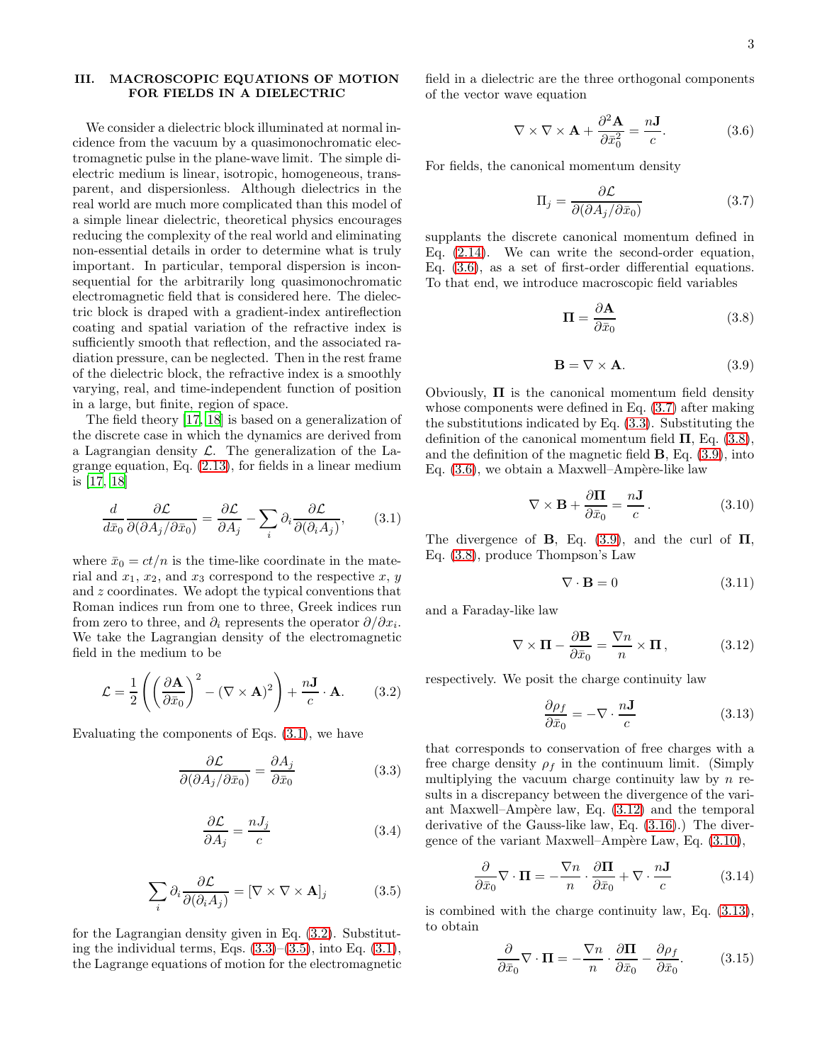## III. MACROSCOPIC EQUATIONS OF MOTION FOR FIELDS IN A DIELECTRIC

We consider a dielectric block illuminated at normal incidence from the vacuum by a quasimonochromatic electromagnetic pulse in the plane-wave limit. The simple dielectric medium is linear, isotropic, homogeneous, transparent, and dispersionless. Although dielectrics in the real world are much more complicated than this model of a simple linear dielectric, theoretical physics encourages reducing the complexity of the real world and eliminating non-essential details in order to determine what is truly important. In particular, temporal dispersion is inconsequential for the arbitrarily long quasimonochromatic electromagnetic field that is considered here. The dielectric block is draped with a gradient-index antireflection coating and spatial variation of the refractive index is sufficiently smooth that reflection, and the associated radiation pressure, can be neglected. Then in the rest frame of the dielectric block, the refractive index is a smoothly varying, real, and time-independent function of position in a large, but finite, region of space.

The field theory [17, 18] is based on a generalization of the discrete case in which the dynamics are derived from a Lagrangian density $\mathcal{L}$. The generalization of the Lagrange equation, Eq. (2.13), for fields in a linear medium is [17, 18]

$$\frac{d}{d\bar{x}_0}\frac{\partial \mathcal{L}}{\partial(\partial A_j/\partial \bar{x}_0)} = \frac{\partial \mathcal{L}}{\partial A_j} - \sum_i \partial_i \frac{\partial \mathcal{L}}{\partial(\partial_i A_j)}, \tag{3.1}$$

where $\bar{x}_0 = ct/n$ is the time-like coordinate in the material and $x_1$, $x_2$, and $x_3$ correspond to the respective $x$, $y$ and $z$ coordinates. We adopt the typical conventions that Roman indices run from one to three, Greek indices run from zero to three, and $\partial_i$ represents the operator $\partial/\partial x_i$. We take the Lagrangian density of the electromagnetic field in the medium to be

$$\mathcal{L} = \frac{1}{2}\left(\left(\frac{\partial \mathbf{A}}{\partial \bar{x}_0}\right)^2 - (\nabla \times \mathbf{A})^2\right) + \frac{n\mathbf{J}}{c}\cdot \mathbf{A}. \tag{3.2}$$

Evaluating the components of Eqs. (3.1), we have

$$\frac{\partial \mathcal{L}}{\partial(\partial A_j/\partial \bar{x}_0)} = \frac{\partial A_j}{\partial \bar{x}_0} \tag{3.3}$$

$$\frac{\partial \mathcal{L}}{\partial A_j} = \frac{nJ_j}{c} \tag{3.4}$$

$$\sum_i \partial_i \frac{\partial \mathcal{L}}{\partial(\partial_i A_j)} = [\nabla \times \nabla \times \mathbf{A}]_j \tag{3.5}$$

for the Lagrangian density given in Eq. (3.2). Substituting the individual terms, Eqs. (3.3)–(3.5), into Eq. (3.1), the Lagrange equations of motion for the electromagnetic field in a dielectric are the three orthogonal components of the vector wave equation

$$\nabla \times \nabla \times \mathbf{A} + \frac{\partial^2 \mathbf{A}}{\partial \bar{x}_0^2} = \frac{n\mathbf{J}}{c}. \tag{3.6}$$

For fields, the canonical momentum density

$$\Pi_j = \frac{\partial \mathcal{L}}{\partial(\partial A_j/\partial \bar{x}_0)} \tag{3.7}$$

supplants the discrete canonical momentum defined in Eq. (2.14). We can write the second-order equation, Eq. (3.6), as a set of first-order differential equations. To that end, we introduce macroscopic field variables

$$\mathbf{\Pi} = \frac{\partial \mathbf{A}}{\partial \bar{x}_0} \tag{3.8}$$

$$\mathbf{B} = \nabla \times \mathbf{A}. \tag{3.9}$$

Obviously, $\mathbf{\Pi}$ is the canonical momentum field density whose components were defined in Eq. (3.7) after making the substitutions indicated by Eq. (3.3). Substituting the definition of the canonical momentum field $\mathbf{\Pi}$, Eq. (3.8), and the definition of the magnetic field $\mathbf{B}$, Eq. (3.9), into Eq. (3.6), we obtain a Maxwell–Ampère-like law

$$\nabla \times \mathbf{B} + \frac{\partial \mathbf{\Pi}}{\partial \bar{x}_0} = \frac{n\mathbf{J}}{c}\,. \tag{3.10}$$

The divergence of $\mathbf{B}$, Eq. (3.9), and the curl of $\mathbf{\Pi}$, Eq. (3.8), produce Thompson's Law

$$\nabla \cdot \mathbf{B} = 0 \tag{3.11}$$

and a Faraday-like law

$$\nabla \times \mathbf{\Pi} - \frac{\partial \mathbf{B}}{\partial \bar{x}_0} = \frac{\nabla n}{n} \times \mathbf{\Pi}\,, \tag{3.12}$$

respectively. We posit the charge continuity law

$$\frac{\partial \rho_f}{\partial \bar{x}_0} = -\nabla \cdot \frac{n\mathbf{J}}{c} \tag{3.13}$$

that corresponds to conservation of free charges with a free charge density $\rho_f$ in the continuum limit. (Simply multiplying the vacuum charge continuity law by $n$ results in a discrepancy between the divergence of the variant Maxwell–Ampère law, Eq. (3.12) and the temporal derivative of the Gauss-like law, Eq. (3.16).) The divergence of the variant Maxwell–Ampère Law, Eq. (3.10),

$$\frac{\partial}{\partial \bar{x}_0}\nabla \cdot \mathbf{\Pi} = -\frac{\nabla n}{n}\cdot \frac{\partial \mathbf{\Pi}}{\partial \bar{x}_0} + \nabla \cdot \frac{n\mathbf{J}}{c} \tag{3.14}$$

is combined with the charge continuity law, Eq. (3.13), to obtain

$$\frac{\partial}{\partial \bar{x}_0}\nabla \cdot \mathbf{\Pi} = -\frac{\nabla n}{n}\cdot \frac{\partial \mathbf{\Pi}}{\partial \bar{x}_0} - \frac{\partial \rho_f}{\partial \bar{x}_0}. \tag{3.15}$$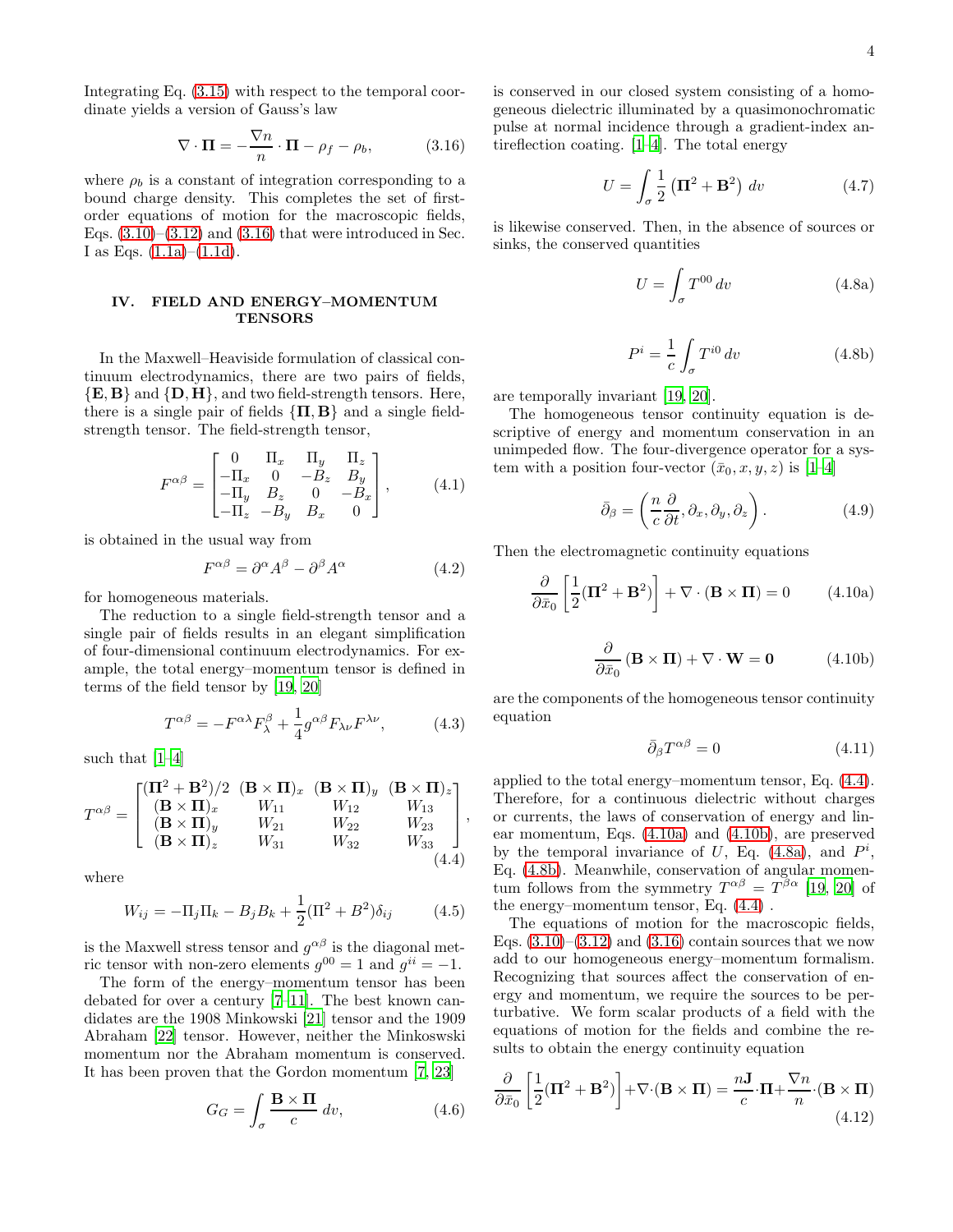Integrating Eq. (3.15) with respect to the temporal coordinate yields a version of Gauss's law

$$\nabla \cdot \mathbf{\Pi} = -\frac{\nabla n}{n} \cdot \mathbf{\Pi} - \rho_f - \rho_b, \tag{3.16}$$

where $\rho_b$ is a constant of integration corresponding to a bound charge density. This completes the set of first-order equations of motion for the macroscopic fields, Eqs. (3.10)–(3.12) and (3.16) that were introduced in Sec. I as Eqs. (1.1a)–(1.1d).

## IV. FIELD AND ENERGY–MOMENTUM TENSORS

In the Maxwell–Heaviside formulation of classical continuum electrodynamics, there are two pairs of fields, $\{\mathbf{E}, \mathbf{B}\}$ and $\{\mathbf{D}, \mathbf{H}\}$, and two field-strength tensors. Here, there is a single pair of fields $\{\mathbf{\Pi}, \mathbf{B}\}$ and a single field-strength tensor. The field-strength tensor,

$$F^{\alpha\beta} = \begin{bmatrix} 0 & \Pi_x & \Pi_y & \Pi_z \\ -\Pi_x & 0 & -B_z & B_y \\ -\Pi_y & B_z & 0 & -B_x \\ -\Pi_z & -B_y & B_x & 0 \end{bmatrix}, \tag{4.1}$$

is obtained in the usual way from

$$F^{\alpha\beta} = \partial^\alpha A^\beta - \partial^\beta A^\alpha \tag{4.2}$$

for homogeneous materials.

The reduction to a single field-strength tensor and a single pair of fields results in an elegant simplification of four-dimensional continuum electrodynamics. For example, the total energy–momentum tensor is defined in terms of the field tensor by [19, 20]

$$T^{\alpha\beta} = -F^{\alpha\lambda} F_\lambda^\beta + \frac{1}{4} g^{\alpha\beta} F_{\lambda\nu} F^{\lambda\nu}, \tag{4.3}$$

such that [1–4]

$$T^{\alpha\beta} = \begin{bmatrix} (\mathbf{\Pi}^2 + \mathbf{B}^2)/2 & (\mathbf{B}\times\mathbf{\Pi})_x & (\mathbf{B}\times\mathbf{\Pi})_y & (\mathbf{B}\times\mathbf{\Pi})_z \\ (\mathbf{B}\times\mathbf{\Pi})_x & W_{11} & W_{12} & W_{13} \\ (\mathbf{B}\times\mathbf{\Pi})_y & W_{21} & W_{22} & W_{23} \\ (\mathbf{B}\times\mathbf{\Pi})_z & W_{31} & W_{32} & W_{33} \end{bmatrix}, \tag{4.4}$$

where

$$W_{ij} = -\Pi_j \Pi_k - B_j B_k + \frac{1}{2}(\Pi^2 + B^2)\delta_{ij} \tag{4.5}$$

is the Maxwell stress tensor and $g^{\alpha\beta}$ is the diagonal metric tensor with non-zero elements $g^{00} = 1$ and $g^{ii} = -1$.

The form of the energy–momentum tensor has been debated for over a century [7–11]. The best known candidates are the 1908 Minkowski [21] tensor and the 1909 Abraham [22] tensor. However, neither the Minkoswski momentum nor the Abraham momentum is conserved. It has been proven that the Gordon momentum [7, 23]

$$G_G = \int_\sigma \frac{\mathbf{B}\times\mathbf{\Pi}}{c}\, dv, \tag{4.6}$$

is conserved in our closed system consisting of a homogeneous dielectric illuminated by a quasimonochromatic pulse at normal incidence through a gradient-index antireflection coating. [1–4]. The total energy

$$U = \int_\sigma \frac{1}{2}\left(\mathbf{\Pi}^2 + \mathbf{B}^2\right) dv \tag{4.7}$$

is likewise conserved. Then, in the absence of sources or sinks, the conserved quantities

$$U = \int_\sigma T^{00}\, dv \tag{4.8a}$$

$$P^i = \frac{1}{c} \int_\sigma T^{i0}\, dv \tag{4.8b}$$

are temporally invariant [19, 20].

The homogeneous tensor continuity equation is descriptive of energy and momentum conservation in an unimpeded flow. The four-divergence operator for a system with a position four-vector $(\bar{x}_0, x, y, z)$ is [1–4]

$$\bar{\partial}_\beta = \left(\frac{n}{c}\frac{\partial}{\partial t}, \partial_x, \partial_y, \partial_z\right). \tag{4.9}$$

Then the electromagnetic continuity equations

$$\frac{\partial}{\partial \bar{x}_0}\left[\frac{1}{2}(\mathbf{\Pi}^2 + \mathbf{B}^2)\right] + \nabla\cdot(\mathbf{B}\times\mathbf{\Pi}) = 0 \tag{4.10a}$$

$$\frac{\partial}{\partial \bar{x}_0}(\mathbf{B}\times\mathbf{\Pi}) + \nabla\cdot\mathbf{W} = \mathbf{0} \tag{4.10b}$$

are the components of the homogeneous tensor continuity equation

$$\bar{\partial}_\beta T^{\alpha\beta} = 0 \tag{4.11}$$

applied to the total energy–momentum tensor, Eq. (4.4). Therefore, for a continuous dielectric without charges or currents, the laws of conservation of energy and linear momentum, Eqs. (4.10a) and (4.10b), are preserved by the temporal invariance of $U$, Eq. (4.8a), and $P^i$, Eq. (4.8b). Meanwhile, conservation of angular momentum follows from the symmetry $T^{\alpha\beta} = T^{\beta\alpha}$ [19, 20] of the energy–momentum tensor, Eq. (4.4) .

The equations of motion for the macroscopic fields, Eqs. (3.10)–(3.12) and (3.16) contain sources that we now add to our homogeneous energy–momentum formalism. Recognizing that sources affect the conservation of energy and momentum, we require the sources to be perturbative. We form scalar products of a field with the equations of motion for the fields and combine the results to obtain the energy continuity equation

$$\frac{\partial}{\partial \bar{x}_0}\left[\frac{1}{2}(\mathbf{\Pi}^2 + \mathbf{B}^2)\right] + \nabla\cdot(\mathbf{B}\times\mathbf{\Pi}) = \frac{n\mathbf{J}}{c}\cdot\mathbf{\Pi} + \frac{\nabla n}{n}\cdot(\mathbf{B}\times\mathbf{\Pi}) \tag{4.12}$$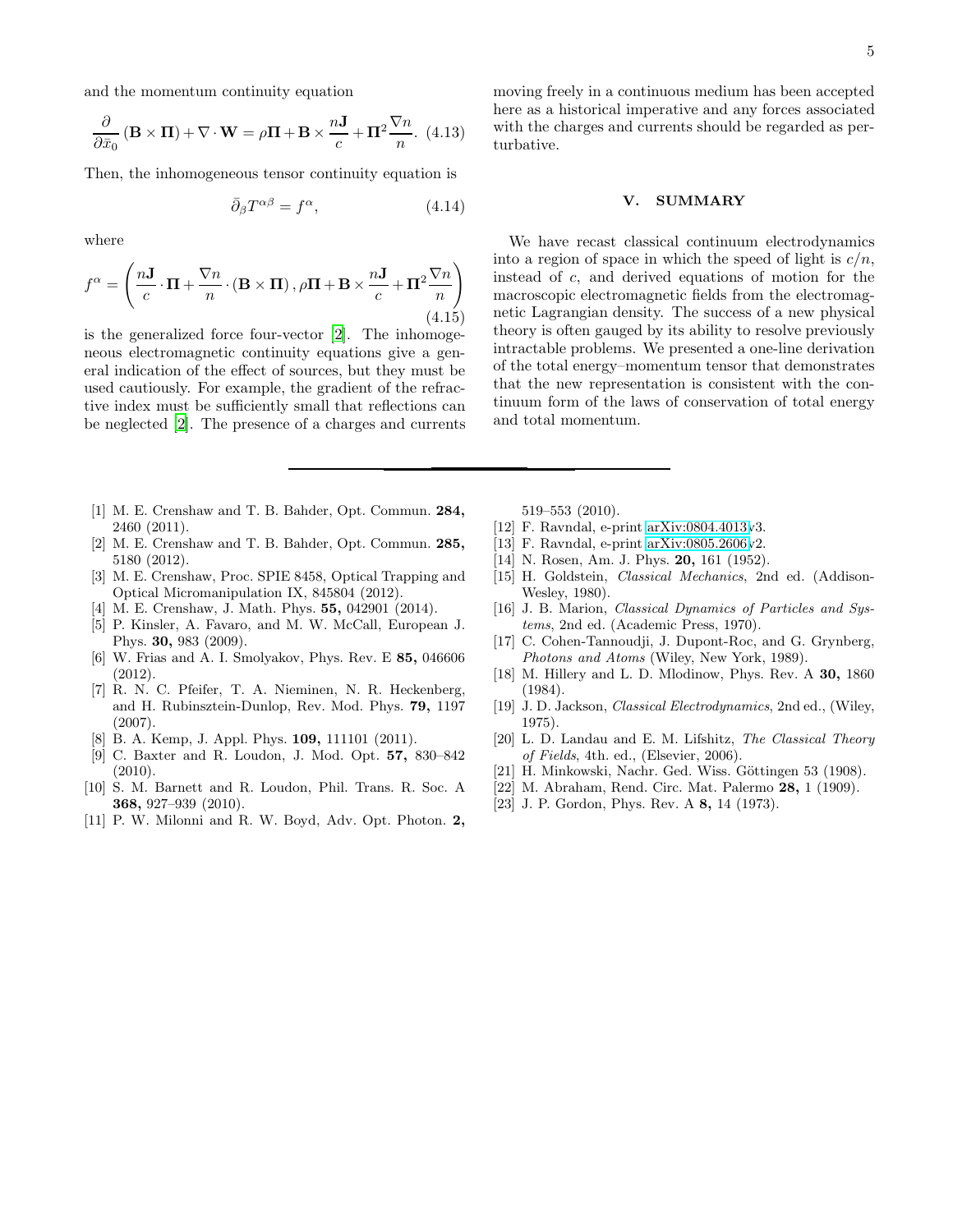and the momentum continuity equation

$$\frac{\partial}{\partial \bar{x}_0}(\mathbf{B}\times\mathbf{\Pi})+\nabla\cdot\mathbf{W}=\rho\mathbf{\Pi}+\mathbf{B}\times\frac{n\mathbf{J}}{c}+\mathbf{\Pi}^2\frac{\nabla n}{n}. \quad (4.13)$$

Then, the inhomogeneous tensor continuity equation is

$$\bar{\partial}_\beta T^{\alpha\beta}=f^\alpha, \quad (4.14)$$

where

$$f^\alpha=\left(\frac{n\mathbf{J}}{c}\cdot\mathbf{\Pi}+\frac{\nabla n}{n}\cdot(\mathbf{B}\times\mathbf{\Pi}),\rho\mathbf{\Pi}+\mathbf{B}\times\frac{n\mathbf{J}}{c}+\mathbf{\Pi}^2\frac{\nabla n}{n}\right) \quad (4.15)$$

is the generalized force four-vector [2]. The inhomogeneous electromagnetic continuity equations give a general indication of the effect of sources, but they must be used cautiously. For example, the gradient of the refractive index must be sufficiently small that reflections can be neglected [2]. The presence of a charges and currents moving freely in a continuous medium has been accepted here as a historical imperative and any forces associated with the charges and currents should be regarded as perturbative.

## V. SUMMARY

We have recast classical continuum electrodynamics into a region of space in which the speed of light is $c/n$, instead of $c$, and derived equations of motion for the macroscopic electromagnetic fields from the electromagnetic Lagrangian density. The success of a new physical theory is often gauged by its ability to resolve previously intractable problems. We presented a one-line derivation of the total energy–momentum tensor that demonstrates that the new representation is consistent with the continuum form of the laws of conservation of total energy and total momentum.

---

[1] M. E. Crenshaw and T. B. Bahder, Opt. Commun. **284,** 2460 (2011).

[2] M. E. Crenshaw and T. B. Bahder, Opt. Commun. **285,** 5180 (2012).

[3] M. E. Crenshaw, Proc. SPIE 8458, Optical Trapping and Optical Micromanipulation IX, 845804 (2012).

[4] M. E. Crenshaw, J. Math. Phys. **55,** 042901 (2014).

[5] P. Kinsler, A. Favaro, and M. W. McCall, European J. Phys. **30,** 983 (2009).

[6] W. Frias and A. I. Smolyakov, Phys. Rev. E **85,** 046606 (2012).

[7] R. N. C. Pfeifer, T. A. Nieminen, N. R. Heckenberg, and H. Rubinsztein-Dunlop, Rev. Mod. Phys. **79,** 1197 (2007).

[8] B. A. Kemp, J. Appl. Phys. **109,** 111101 (2011).

[9] C. Baxter and R. Loudon, J. Mod. Opt. **57,** 830–842 (2010).

[10] S. M. Barnett and R. Loudon, Phil. Trans. R. Soc. A **368,** 927–939 (2010).

[11] P. W. Milonni and R. W. Boyd, Adv. Opt. Photon. **2,** 519–553 (2010).

[12] F. Ravndal, e-print arXiv:0804.4013v3.

[13] F. Ravndal, e-print arXiv:0805.2606v2.

[14] N. Rosen, Am. J. Phys. **20,** 161 (1952).

[15] H. Goldstein, *Classical Mechanics*, 2nd ed. (Addison-Wesley, 1980).

[16] J. B. Marion, *Classical Dynamics of Particles and Systems*, 2nd ed. (Academic Press, 1970).

[17] C. Cohen-Tannoudji, J. Dupont-Roc, and G. Grynberg, *Photons and Atoms* (Wiley, New York, 1989).

[18] M. Hillery and L. D. Mlodinow, Phys. Rev. A **30,** 1860 (1984).

[19] J. D. Jackson, *Classical Electrodynamics*, 2nd ed., (Wiley, 1975).

[20] L. D. Landau and E. M. Lifshitz, *The Classical Theory of Fields*, 4th. ed., (Elsevier, 2006).

[21] H. Minkowski, Nachr. Ged. Wiss. Göttingen 53 (1908).

[22] M. Abraham, Rend. Circ. Mat. Palermo **28,** 1 (1909).

[23] J. P. Gordon, Phys. Rev. A **8,** 14 (1973).